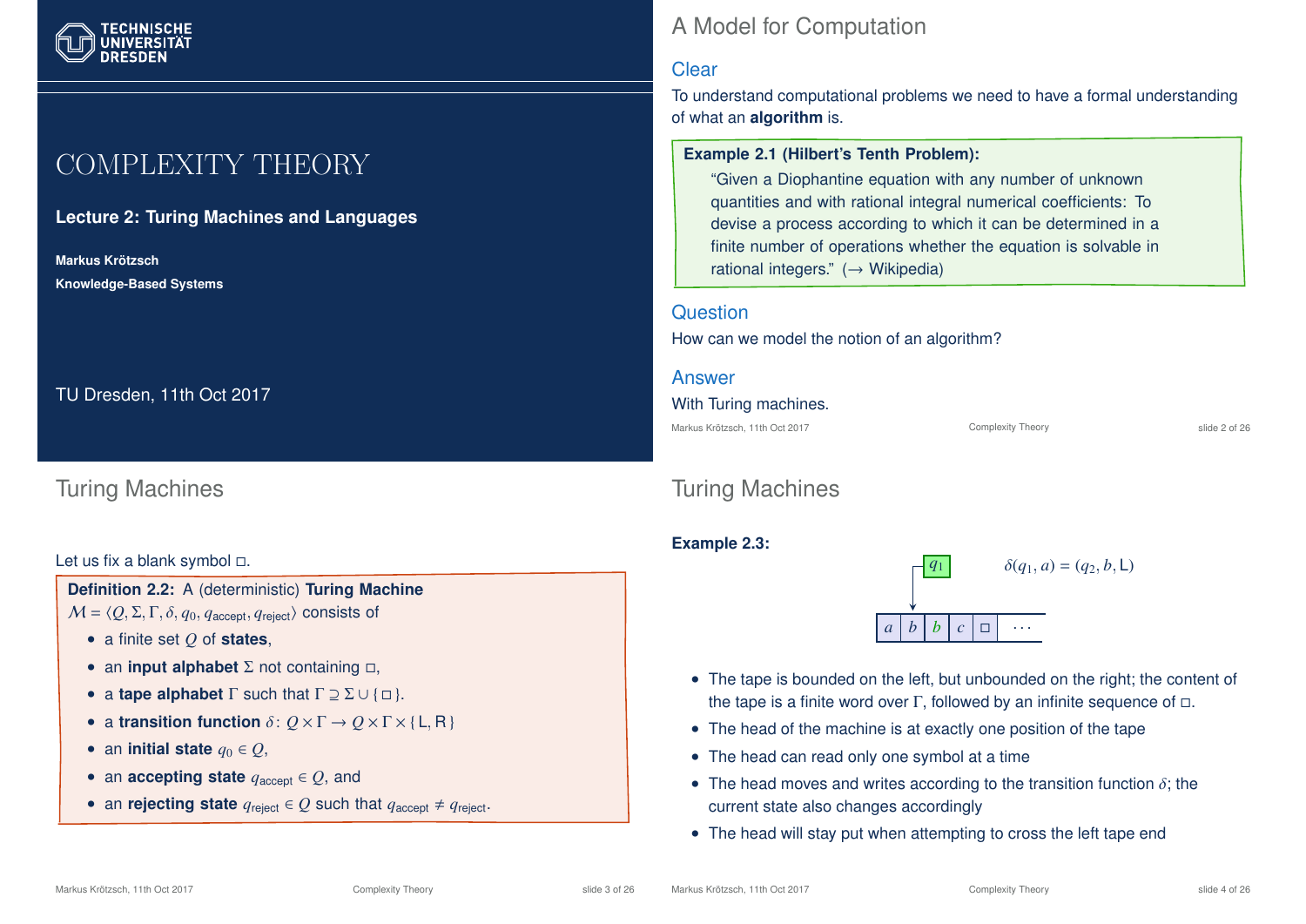# COMPLEXITY THEORY

**Lecture 2: Turing Machines and Languages**

**Markus Krötzsch**

**Knowledge-Based Systems**

TU Dresden, 11th Oct 2017

## A Model for Computation

### Clear

To understand computational problems we need to have a formal understanding of what an **algorithm** is.

> **Example 2.1 (Hilbert's Tenth Problem):**
> "Given a Diophantine equation with any number of unknown quantities and with rational integral numerical coefficients: To devise a process according to which it can be determined in a finite number of operations whether the equation is solvable in rational integers." (→ Wikipedia)

### Question

How can we model the notion of an algorithm?

### Answer

With Turing machines.

## Turing Machines

Let us fix a blank symbol $\square$.

> **Definition 2.2:** A (deterministic) **Turing Machine** $\mathcal{M} = \langle Q, \Sigma, \Gamma, \delta, q_0, q_{\text{accept}}, q_{\text{reject}} \rangle$ consists of
> - a finite set $Q$ of **states**,
> - an **input alphabet** $\Sigma$ not containing $\square$,
> - a **tape alphabet** $\Gamma$ such that $\Gamma \supseteq \Sigma \cup \{ \square \}$.
> - a **transition function** $\delta \colon Q \times \Gamma \to Q \times \Gamma \times \{ \mathsf{L}, \mathsf{R} \}$
> - an **initial state** $q_0 \in Q$,
> - an **accepting state** $q_{\text{accept}} \in Q$, and
> - an **rejecting state** $q_{\text{reject}} \in Q$ such that $q_{\text{accept}} \neq q_{\text{reject}}$.

## Turing Machines

**Example 2.3:**

Head in state $q_1$ pointing at the third tape cell; tape: $a$ | $b$ | $b$ | $c$ | $\square$ | $\cdots$

$$\delta(q_1, a) = (q_2, b, \mathsf{L})$$

- The tape is bounded on the left, but unbounded on the right; the content of the tape is a finite word over $\Gamma$, followed by an infinite sequence of $\square$.
- The head of the machine is at exactly one position of the tape
- The head can read only one symbol at a time
- The head moves and writes according to the transition function $\delta$; the current state also changes accordingly
- The head will stay put when attempting to cross the left tape end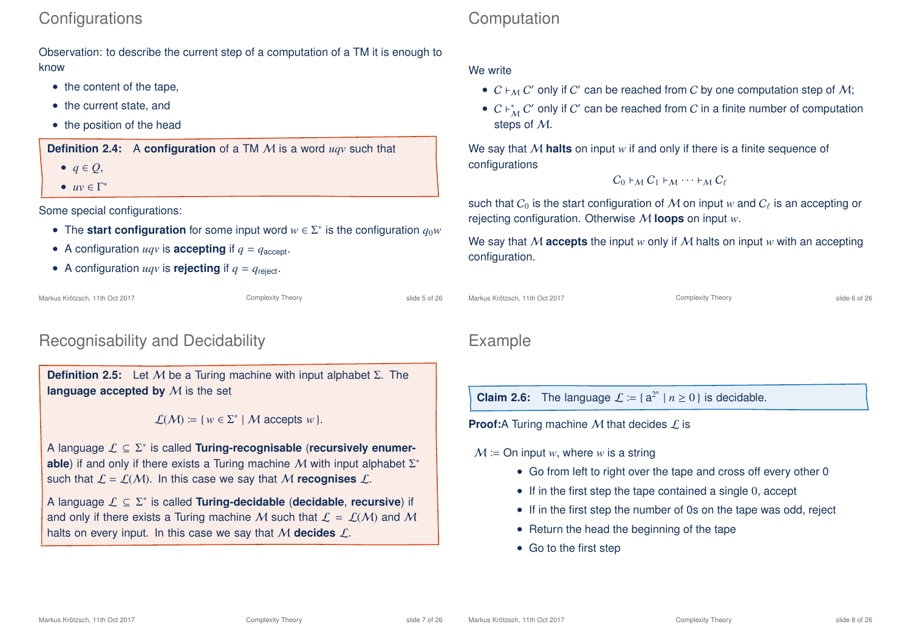## Configurations

Observation: to describe the current step of a computation of a TM it is enough to know

- the content of the tape,
- the current state, and
- the position of the head

**Definition 2.4:** A **configuration** of a TM $\mathcal{M}$ is a word $uqv$ such that

- $q \in Q$,
- $uv \in \Gamma^*$

Some special configurations:

- The **start configuration** for some input word $w \in \Sigma^*$ is the configuration $q_0w$
- A configuration $uqv$ is **accepting** if $q = q_{\text{accept}}$.
- A configuration $uqv$ is **rejecting** if $q = q_{\text{reject}}$.

## Computation

We write

- $C \vdash_{\mathcal{M}} C'$ only if $C'$ can be reached from $C$ by one computation step of $\mathcal{M}$;
- $C \vdash^*_{\mathcal{M}} C'$ only if $C'$ can be reached from $C$ in a finite number of computation steps of $\mathcal{M}$.

We say that $\mathcal{M}$ **halts** on input $w$ if and only if there is a finite sequence of configurations

$$C_0 \vdash_{\mathcal{M}} C_1 \vdash_{\mathcal{M}} \cdots \vdash_{\mathcal{M}} C_\ell$$

such that $C_0$ is the start configuration of $\mathcal{M}$ on input $w$ and $C_\ell$ is an accepting or rejecting configuration. Otherwise $\mathcal{M}$ **loops** on input $w$.

We say that $\mathcal{M}$ **accepts** the input $w$ only if $\mathcal{M}$ halts on input $w$ with an accepting configuration.

## Recognisability and Decidability

**Definition 2.5:** Let $\mathcal{M}$ be a Turing machine with input alphabet $\Sigma$. The **language accepted by** $\mathcal{M}$ is the set

$$\mathcal{L}(\mathcal{M}) := \{ w \in \Sigma^* \mid \mathcal{M} \text{ accepts } w \}.$$

A language $\mathcal{L} \subseteq \Sigma^*$ is called **Turing-recognisable** (**recursively enumerable**) if and only if there exists a Turing machine $\mathcal{M}$ with input alphabet $\Sigma^*$ such that $\mathcal{L} = \mathcal{L}(\mathcal{M})$. In this case we say that $\mathcal{M}$ **recognises** $\mathcal{L}$.

A language $\mathcal{L} \subseteq \Sigma^*$ is called **Turing-decidable** (**decidable**, **recursive**) if and only if there exists a Turing machine $\mathcal{M}$ such that $\mathcal{L} = \mathcal{L}(\mathcal{M})$ and $\mathcal{M}$ halts on every input. In this case we say that $\mathcal{M}$ **decides** $\mathcal{L}$.

## Example

**Claim 2.6:** The language $\mathcal{L} := \{ \mathtt{a}^{2^n} \mid n \geq 0 \}$ is decidable.

**Proof:** A Turing machine $\mathcal{M}$ that decides $\mathcal{L}$ is

$\mathcal{M}$ := On input $w$, where $w$ is a string

- Go from left to right over the tape and cross off every other 0
- If in the first step the tape contained a single $0$, accept
- If in the first step the number of 0s on the tape was odd, reject
- Return the head the beginning of the tape
- Go to the first step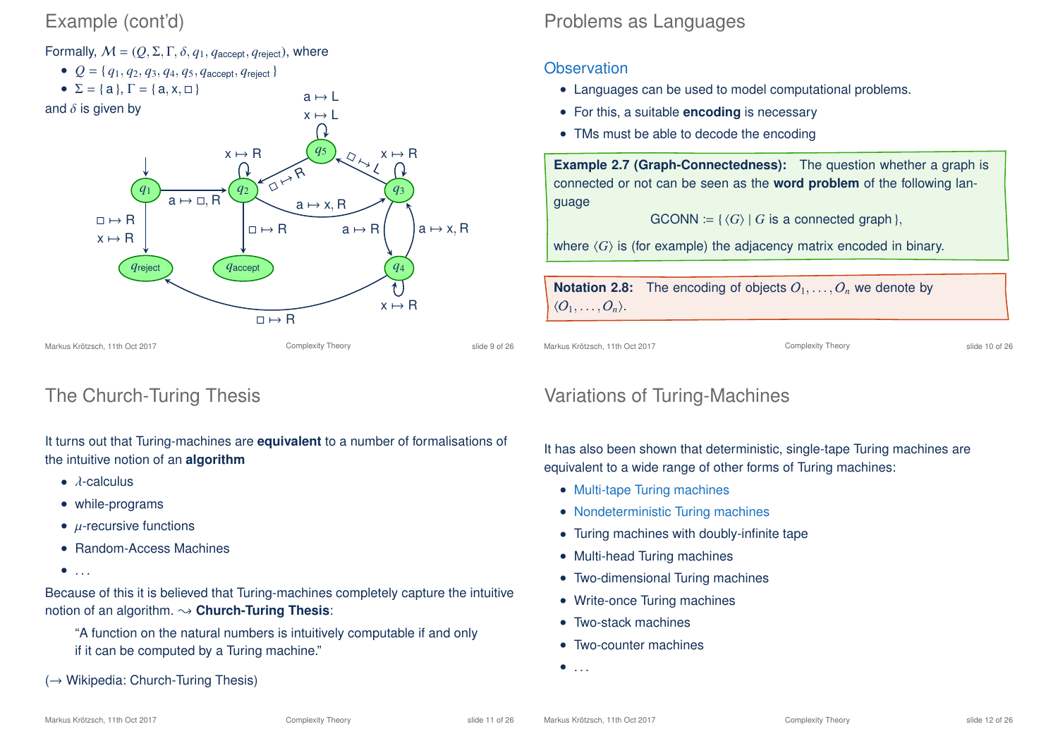## Example (cont'd)

Formally, $\mathcal{M} = (Q, \Sigma, \Gamma, \delta, q_1, q_{\text{accept}}, q_{\text{reject}})$, where

- $Q = \{ q_1, q_2, q_3, q_4, q_5, q_{\text{accept}}, q_{\text{reject}} \}$
- $\Sigma = \{ \mathsf{a} \}$, $\Gamma = \{ \mathsf{a}, \mathsf{x}, \square \}$

and $\delta$ is given by

- $q_1$: $\mathsf{a} \mapsto \square, R$ to $q_2$; $\square \mapsto R$, $\mathsf{x} \mapsto R$ to $q_{\text{reject}}$
- $q_2$: $\mathsf{x} \mapsto R$ (loop); $\square \mapsto R$ to $q_{\text{accept}}$; $\mathsf{a} \mapsto \mathsf{x}, R$ to $q_3$
- $q_3$: $\mathsf{x} \mapsto R$ (loop); $\square \mapsto L$ to $q_5$; $\mathsf{a} \mapsto R$ to $q_4$
- $q_4$: $\mathsf{x} \mapsto R$ (loop); $\mathsf{a} \mapsto \mathsf{x}, R$ to $q_3$; $\square \mapsto R$ to $q_{\text{reject}}$
- $q_5$: $\mathsf{a} \mapsto L$, $\mathsf{x} \mapsto L$ (loop); $\square \mapsto R$ to $q_2$

## Problems as Languages

### Observation

- Languages can be used to model computational problems.
- For this, a suitable **encoding** is necessary
- TMs must be able to decode the encoding

**Example 2.7 (Graph-Connectedness):** The question whether a graph is connected or not can be seen as the **word problem** of the following language

$$\text{GCONN} := \{ \langle G \rangle \mid G \text{ is a connected graph} \},$$

where $\langle G \rangle$ is (for example) the adjacency matrix encoded in binary.

**Notation 2.8:** The encoding of objects $O_1, \ldots, O_n$ we denote by $\langle O_1, \ldots, O_n \rangle$.

## The Church-Turing Thesis

It turns out that Turing-machines are **equivalent** to a number of formalisations of the intuitive notion of an **algorithm**

- $\lambda$-calculus
- while-programs
- $\mu$-recursive functions
- Random-Access Machines
- ...

Because of this it is believed that Turing-machines completely capture the intuitive notion of an algorithm. $\rightsquigarrow$ **Church-Turing Thesis**:

> "A function on the natural numbers is intuitively computable if and only if it can be computed by a Turing machine."

($\rightarrow$ Wikipedia: Church-Turing Thesis)

## Variations of Turing-Machines

It has also been shown that deterministic, single-tape Turing machines are equivalent to a wide range of other forms of Turing machines:

- Multi-tape Turing machines
- Nondeterministic Turing machines
- Turing machines with doubly-infinite tape
- Multi-head Turing machines
- Two-dimensional Turing machines
- Write-once Turing machines
- Two-stack machines
- Two-counter machines
- ...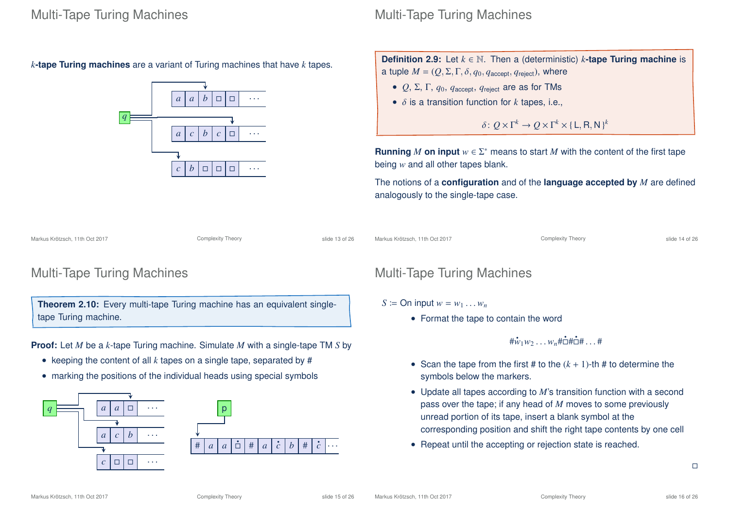## Multi-Tape Turing Machines

**$k$-tape Turing machines** are a variant of Turing machines that have $k$ tapes.

## Multi-Tape Turing Machines

**Definition 2.9:** Let $k \in \mathbb{N}$. Then a (deterministic) **$k$-tape Turing machine** is a tuple $M = (Q, \Sigma, \Gamma, \delta, q_0, q_{\text{accept}}, q_{\text{reject}})$, where

- $Q$, $\Sigma$, $\Gamma$, $q_0$, $q_{\text{accept}}$, $q_{\text{reject}}$ are as for TMs
- $\delta$ is a transition function for $k$ tapes, i.e.,

$$\delta \colon Q \times \Gamma^k \to Q \times \Gamma^k \times \{\mathsf{L}, \mathsf{R}, \mathsf{N}\}^k$$

**Running $M$ on input** $w \in \Sigma^*$ means to start $M$ with the content of the first tape being $w$ and all other tapes blank.

The notions of a **configuration** and of the **language accepted by** $M$ are defined analogously to the single-tape case.

## Multi-Tape Turing Machines

**Theorem 2.10:** Every multi-tape Turing machine has an equivalent single-tape Turing machine.

**Proof:** Let $M$ be a $k$-tape Turing machine. Simulate $M$ with a single-tape TM $S$ by

- keeping the content of all $k$ tapes on a single tape, separated by #
- marking the positions of the individual heads using special symbols

## Multi-Tape Turing Machines

$S :=$ On input $w = w_1 \ldots w_n$

- Format the tape to contain the word

$$\#\dot{w}_1 w_2 \ldots w_n \# \dot{\square} \# \dot{\square} \# \ldots \#$$

- Scan the tape from the first # to the $(k+1)$-th # to determine the symbols below the markers.
- Update all tapes according to $M$'s transition function with a second pass over the tape; if any head of $M$ moves to some previously unread portion of its tape, insert a blank symbol at the corresponding position and shift the right tape contents by one cell
- Repeat until the accepting or rejection state is reached.

□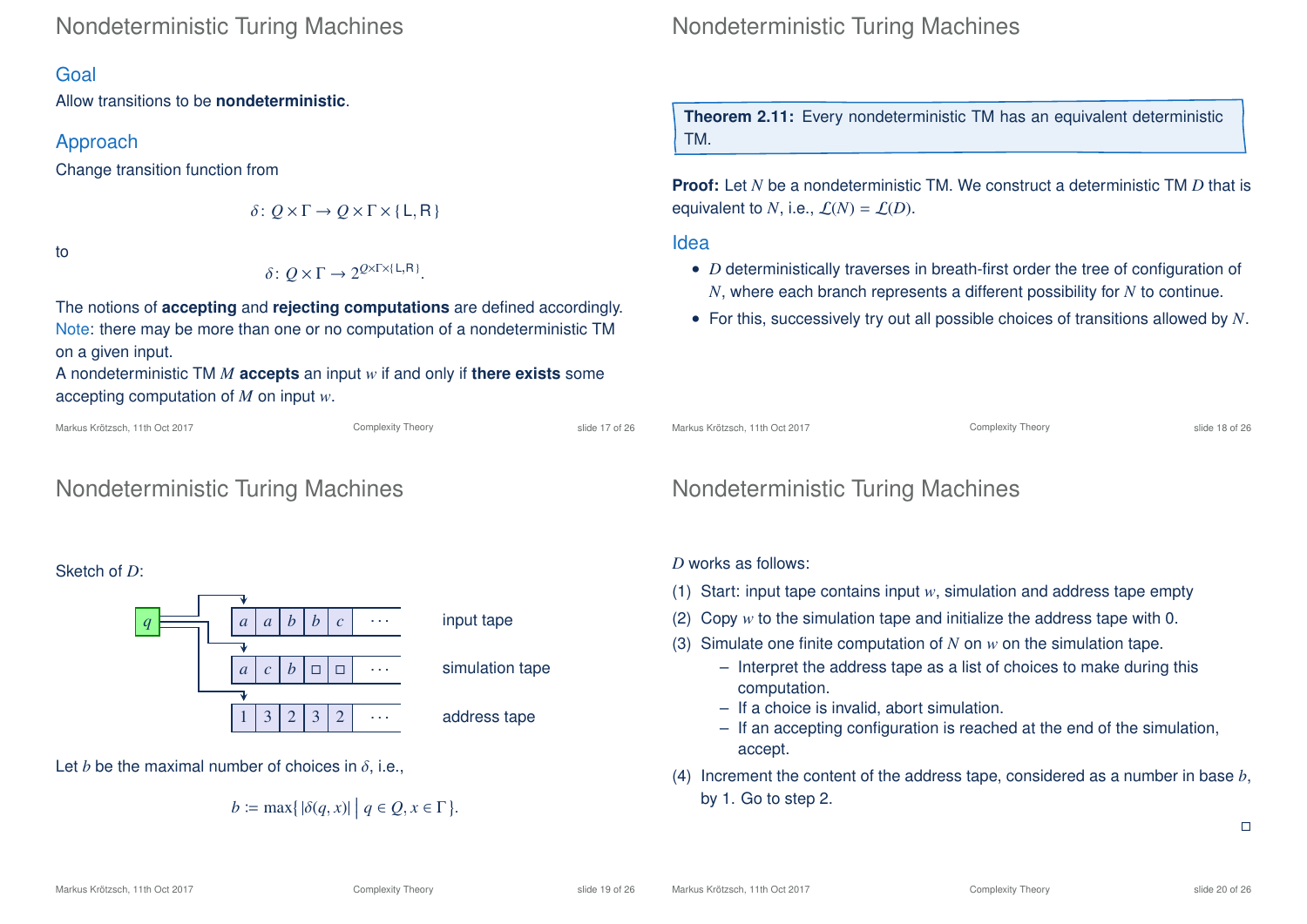## Nondeterministic Turing Machines

### Goal

Allow transitions to be **nondeterministic**.

### Approach

Change transition function from

$$\delta\colon Q \times \Gamma \to Q \times \Gamma \times \{\,\mathsf{L}, \mathsf{R}\,\}$$

to

$$\delta\colon Q \times \Gamma \to 2^{Q \times \Gamma \times \{\,\mathsf{L}, \mathsf{R}\,\}}.$$

The notions of **accepting** and **rejecting computations** are defined accordingly.
Note: there may be more than one or no computation of a nondeterministic TM on a given input.
A nondeterministic TM $M$ **accepts** an input $w$ if and only if **there exists** some accepting computation of $M$ on input $w$.

## Nondeterministic Turing Machines

**Theorem 2.11:** Every nondeterministic TM has an equivalent deterministic TM.

**Proof:** Let $N$ be a nondeterministic TM. We construct a deterministic TM $D$ that is equivalent to $N$, i.e., $\mathcal{L}(N) = \mathcal{L}(D)$.

### Idea

- $D$ deterministically traverses in breath-first order the tree of configuration of $N$, where each branch represents a different possibility for $N$ to continue.
- For this, successively try out all possible choices of transitions allowed by $N$.

## Nondeterministic Turing Machines

Sketch of $D$:

| | | | | | | |
|---|---|---|---|---|---|---|
| $a$ | $a$ | $b$ | $b$ | $c$ | $\cdots$ | input tape |
| $a$ | $c$ | $b$ | $\square$ | $\square$ | $\cdots$ | simulation tape |
| 1 | 3 | 2 | 3 | 2 | $\cdots$ | address tape |

(control state $q$ with a head on each tape)

Let $b$ be the maximal number of choices in $\delta$, i.e.,

$$b := \max\{\, |\delta(q, x)| \mid q \in Q, x \in \Gamma \,\}.$$

## Nondeterministic Turing Machines

$D$ works as follows:

(1) Start: input tape contains input $w$, simulation and address tape empty

(2) Copy $w$ to the simulation tape and initialize the address tape with 0.

(3) Simulate one finite computation of $N$ on $w$ on the simulation tape.
   - Interpret the address tape as a list of choices to make during this computation.
   - If a choice is invalid, abort simulation.
   - If an accepting configuration is reached at the end of the simulation, accept.

(4) Increment the content of the address tape, considered as a number in base $b$, by 1. Go to step 2.

$\square$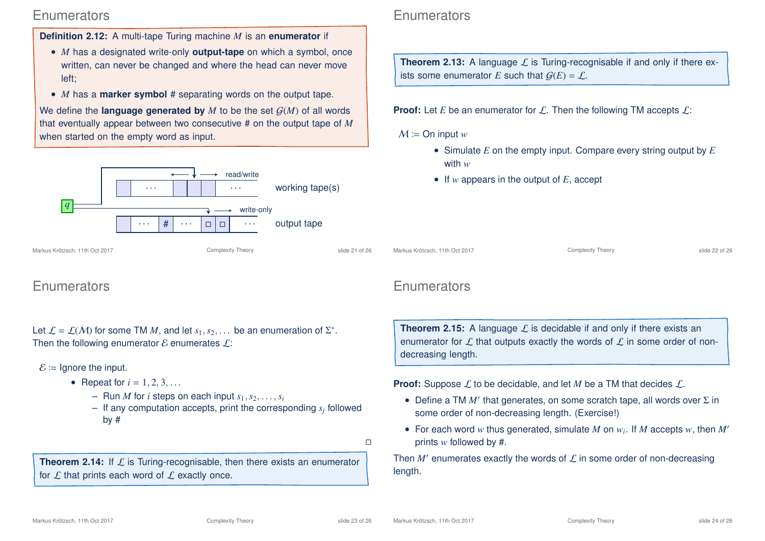## Enumerators

**Definition 2.12:** A multi-tape Turing machine $M$ is an **enumerator** if

- $M$ has a designated write-only **output-tape** on which a symbol, once written, can never be changed and where the head can never move left;
- $M$ has a **marker symbol** # separating words on the output tape.

We define the **language generated by** $M$ to be the set $\mathcal{G}(M)$ of all words that eventually appear between two consecutive # on the output tape of $M$ when started on the empty word as input.

read/write — working tape(s)

write-only — output tape

## Enumerators

**Theorem 2.13:** A language $\mathcal{L}$ is Turing-recognisable if and only if there exists some enumerator $E$ such that $\mathcal{G}(E) = \mathcal{L}$.

**Proof:** Let $E$ be an enumerator for $\mathcal{L}$. Then the following TM accepts $\mathcal{L}$:

$\mathcal{M}$ := On input $w$

- Simulate $E$ on the empty input. Compare every string output by $E$ with $w$
- If $w$ appears in the output of $E$, accept

## Enumerators

Let $\mathcal{L} = \mathcal{L}(\mathcal{M})$ for some TM $M$, and let $s_1, s_2, \ldots$ be an enumeration of $\Sigma^*$. Then the following enumerator $\mathcal{E}$ enumerates $\mathcal{L}$:

$\mathcal{E}$ := Ignore the input.

- Repeat for $i = 1, 2, 3, \ldots$
  - Run $M$ for $i$ steps on each input $s_1, s_2, \ldots, s_i$
  - If any computation accepts, print the corresponding $s_j$ followed by #

□

**Theorem 2.14:** If $\mathcal{L}$ is Turing-recognisable, then there exists an enumerator for $\mathcal{L}$ that prints each word of $\mathcal{L}$ exactly once.

## Enumerators

**Theorem 2.15:** A language $\mathcal{L}$ is decidable if and only if there exists an enumerator for $\mathcal{L}$ that outputs exactly the words of $\mathcal{L}$ in some order of non-decreasing length.

**Proof:** Suppose $\mathcal{L}$ to be decidable, and let $M$ be a TM that decides $\mathcal{L}$.

- Define a TM $M'$ that generates, on some scratch tape, all words over $\Sigma$ in some order of non-decreasing length. (Exercise!)
- For each word $w$ thus generated, simulate $M$ on $w_i$. If $M$ accepts $w$, then $M'$ prints $w$ followed by #.

Then $M'$ enumerates exactly the words of $\mathcal{L}$ in some order of non-decreasing length.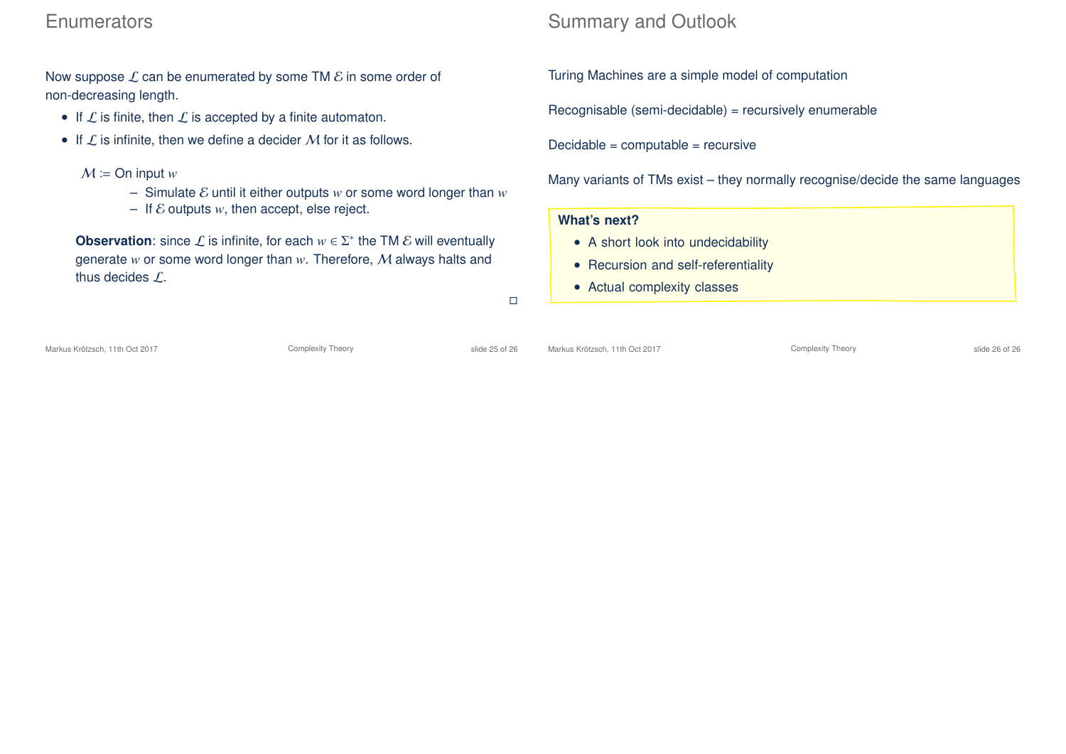## Enumerators

Now suppose $\mathcal{L}$ can be enumerated by some TM $\mathcal{E}$ in some order of non-decreasing length.

- If $\mathcal{L}$ is finite, then $\mathcal{L}$ is accepted by a finite automaton.
- If $\mathcal{L}$ is infinite, then we define a decider $\mathcal{M}$ for it as follows.

  $\mathcal{M}$ := On input $w$
  - Simulate $\mathcal{E}$ until it either outputs $w$ or some word longer than $w$
  - If $\mathcal{E}$ outputs $w$, then accept, else reject.

  **Observation**: since $\mathcal{L}$ is infinite, for each $w \in \Sigma^*$ the TM $\mathcal{E}$ will eventually generate $w$ or some word longer than $w$. Therefore, $\mathcal{M}$ always halts and thus decides $\mathcal{L}$.

□

## Summary and Outlook

Turing Machines are a simple model of computation

Recognisable (semi-decidable) = recursively enumerable

Decidable = computable = recursive

Many variants of TMs exist – they normally recognise/decide the same languages

**What's next?**

- A short look into undecidability
- Recursion and self-referentiality
- Actual complexity classes